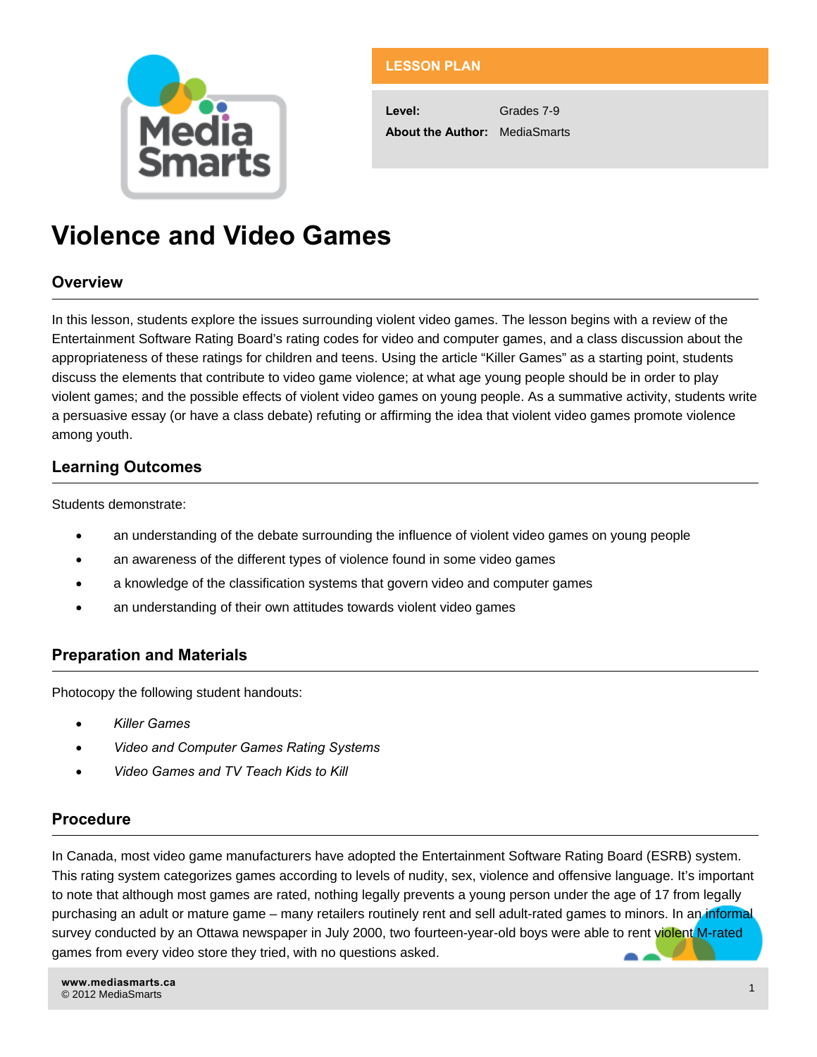LESSON PLAN

**Level:** Grades 7-9

**About the Author:** MediaSmarts

# Violence and Video Games

## Overview

In this lesson, students explore the issues surrounding violent video games. The lesson begins with a review of the Entertainment Software Rating Board's rating codes for video and computer games, and a class discussion about the appropriateness of these ratings for children and teens. Using the article "Killer Games" as a starting point, students discuss the elements that contribute to video game violence; at what age young people should be in order to play violent games; and the possible effects of violent video games on young people. As a summative activity, students write a persuasive essay (or have a class debate) refuting or affirming the idea that violent video games promote violence among youth.

## Learning Outcomes

Students demonstrate:

- an understanding of the debate surrounding the influence of violent video games on young people
- an awareness of the different types of violence found in some video games
- a knowledge of the classification systems that govern video and computer games
- an understanding of their own attitudes towards violent video games

## Preparation and Materials

Photocopy the following student handouts:

- *Killer Games*
- *Video and Computer Games Rating Systems*
- *Video Games and TV Teach Kids to Kill*

## Procedure

In Canada, most video game manufacturers have adopted the Entertainment Software Rating Board (ESRB) system. This rating system categorizes games according to levels of nudity, sex, violence and offensive language. It's important to note that although most games are rated, nothing legally prevents a young person under the age of 17 from legally purchasing an adult or mature game – many retailers routinely rent and sell adult-rated games to minors. In an informal survey conducted by an Ottawa newspaper in July 2000, two fourteen-year-old boys were able to rent violent M-rated games from every video store they tried, with no questions asked.

www.mediasmarts.ca
© 2012 MediaSmarts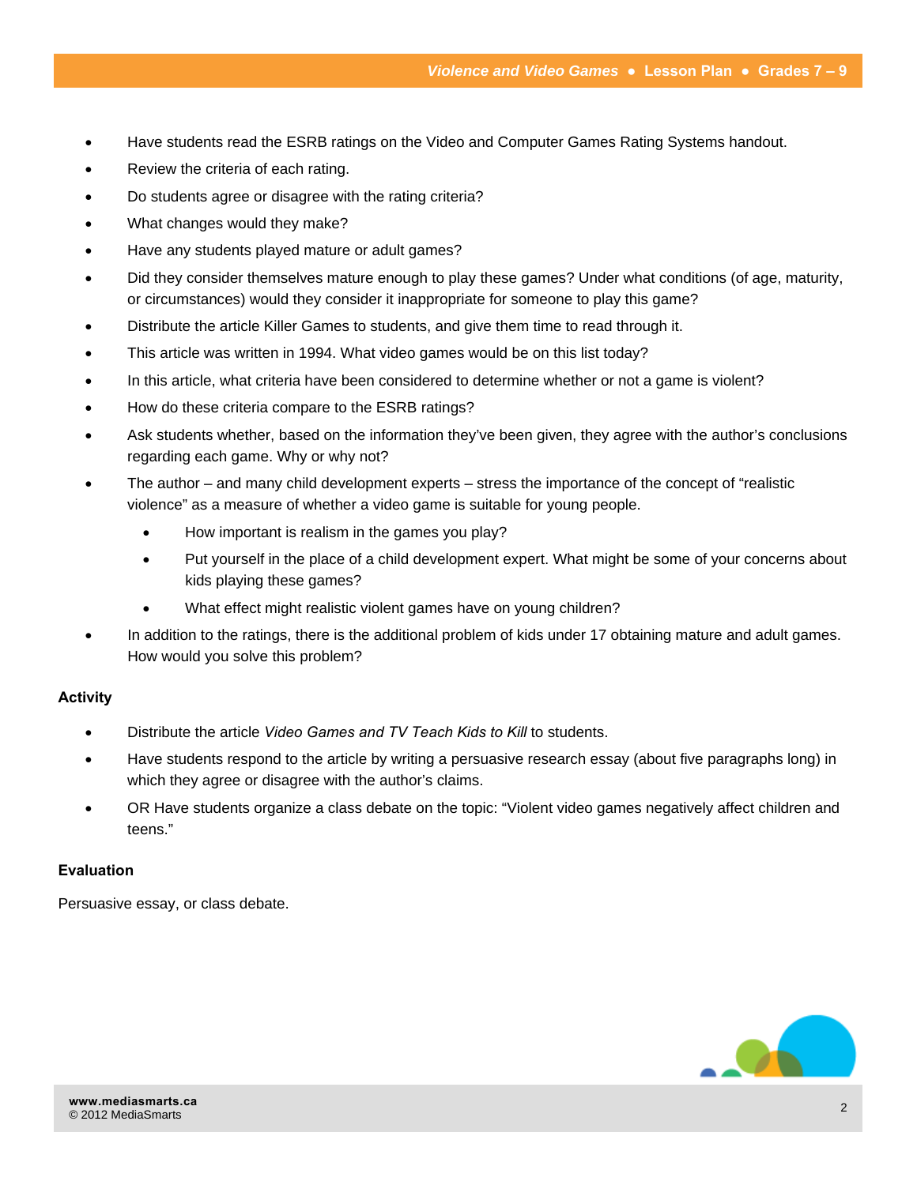- Have students read the ESRB ratings on the Video and Computer Games Rating Systems handout.
- Review the criteria of each rating.
- Do students agree or disagree with the rating criteria?
- What changes would they make?
- Have any students played mature or adult games?
- Did they consider themselves mature enough to play these games? Under what conditions (of age, maturity, or circumstances) would they consider it inappropriate for someone to play this game?
- Distribute the article Killer Games to students, and give them time to read through it.
- This article was written in 1994. What video games would be on this list today?
- In this article, what criteria have been considered to determine whether or not a game is violent?
- How do these criteria compare to the ESRB ratings?
- Ask students whether, based on the information they've been given, they agree with the author's conclusions regarding each game. Why or why not?
- The author – and many child development experts – stress the importance of the concept of "realistic violence" as a measure of whether a video game is suitable for young people.
  - How important is realism in the games you play?
  - Put yourself in the place of a child development expert. What might be some of your concerns about kids playing these games?
  - What effect might realistic violent games have on young children?
- In addition to the ratings, there is the additional problem of kids under 17 obtaining mature and adult games. How would you solve this problem?

### Activity

- Distribute the article *Video Games and TV Teach Kids to Kill* to students.
- Have students respond to the article by writing a persuasive research essay (about five paragraphs long) in which they agree or disagree with the author's claims.
- OR Have students organize a class debate on the topic: "Violent video games negatively affect children and teens."

### Evaluation

Persuasive essay, or class debate.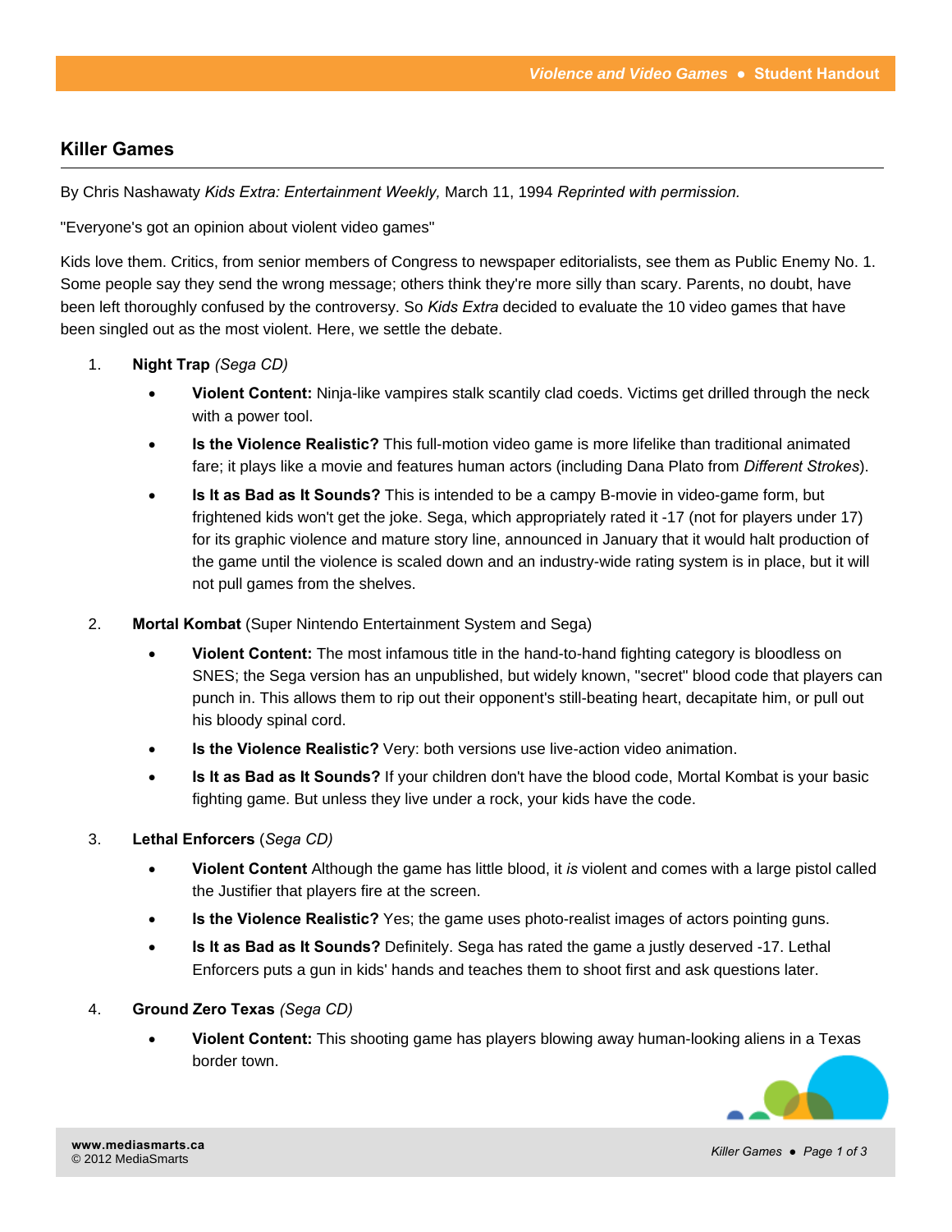## Killer Games

By Chris Nashawaty *Kids Extra: Entertainment Weekly,* March 11, 1994 *Reprinted with permission.*

"Everyone's got an opinion about violent video games"

Kids love them. Critics, from senior members of Congress to newspaper editorialists, see them as Public Enemy No. 1. Some people say they send the wrong message; others think they're more silly than scary. Parents, no doubt, have been left thoroughly confused by the controversy. So *Kids Extra* decided to evaluate the 10 video games that have been singled out as the most violent. Here, we settle the debate.

1. **Night Trap** *(Sega CD)*
   - **Violent Content:** Ninja-like vampires stalk scantily clad coeds. Victims get drilled through the neck with a power tool.
   - **Is the Violence Realistic?** This full-motion video game is more lifelike than traditional animated fare; it plays like a movie and features human actors (including Dana Plato from *Different Strokes*).
   - **Is It as Bad as It Sounds?** This is intended to be a campy B-movie in video-game form, but frightened kids won't get the joke. Sega, which appropriately rated it -17 (not for players under 17) for its graphic violence and mature story line, announced in January that it would halt production of the game until the violence is scaled down and an industry-wide rating system is in place, but it will not pull games from the shelves.

2. **Mortal Kombat** (Super Nintendo Entertainment System and Sega)
   - **Violent Content:** The most infamous title in the hand-to-hand fighting category is bloodless on SNES; the Sega version has an unpublished, but widely known, "secret" blood code that players can punch in. This allows them to rip out their opponent's still-beating heart, decapitate him, or pull out his bloody spinal cord.
   - **Is the Violence Realistic?** Very: both versions use live-action video animation.
   - **Is It as Bad as It Sounds?** If your children don't have the blood code, Mortal Kombat is your basic fighting game. But unless they live under a rock, your kids have the code.

3. **Lethal Enforcers** (*Sega CD)*
   - **Violent Content** Although the game has little blood, it *is* violent and comes with a large pistol called the Justifier that players fire at the screen.
   - **Is the Violence Realistic?** Yes; the game uses photo-realist images of actors pointing guns.
   - **Is It as Bad as It Sounds?** Definitely. Sega has rated the game a justly deserved -17. Lethal Enforcers puts a gun in kids' hands and teaches them to shoot first and ask questions later.

4. **Ground Zero Texas** *(Sega CD)*
   - **Violent Content:** This shooting game has players blowing away human-looking aliens in a Texas border town.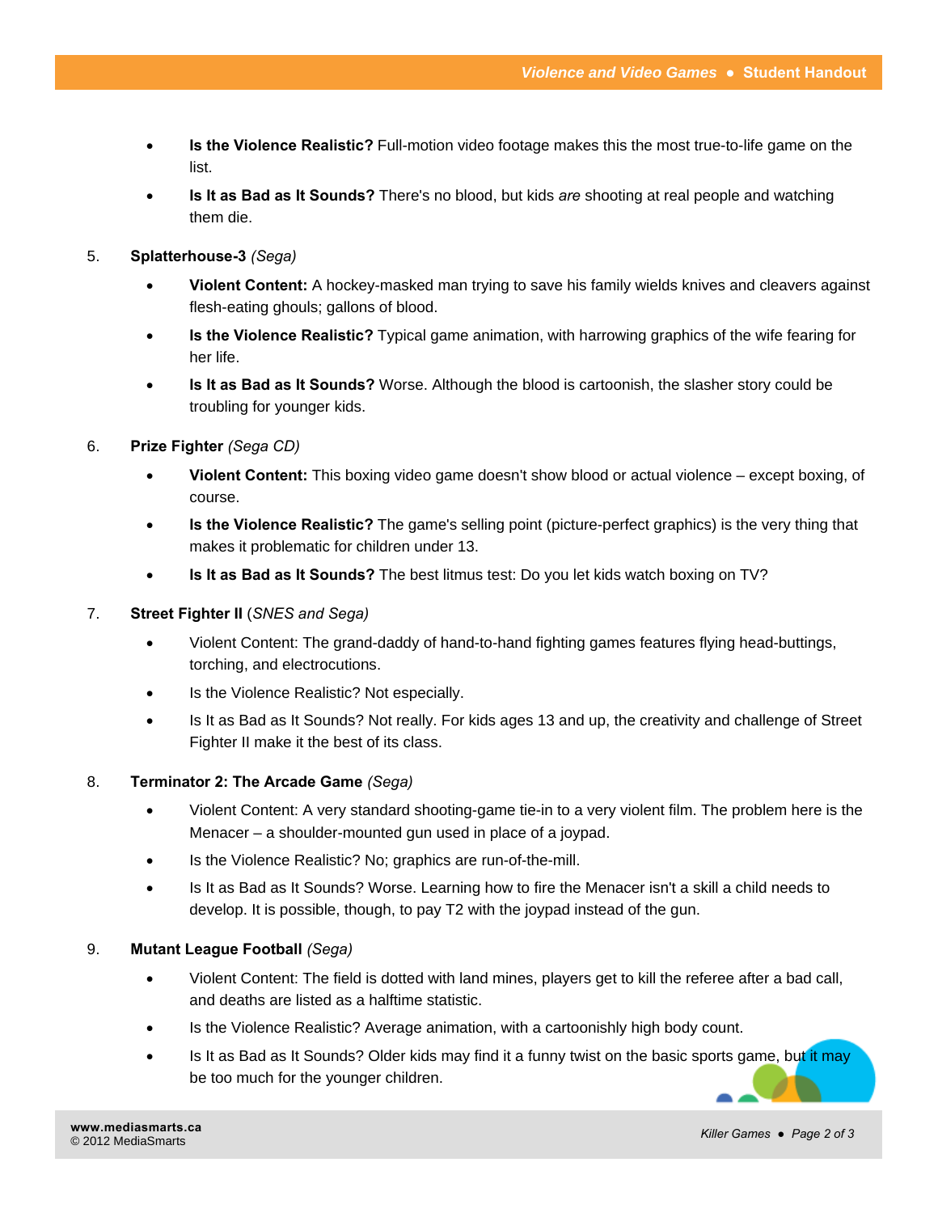- **Is the Violence Realistic?** Full-motion video footage makes this the most true-to-life game on the list.
- **Is It as Bad as It Sounds?** There's no blood, but kids *are* shooting at real people and watching them die.

5. **Splatterhouse-3** *(Sega)*
   - **Violent Content:** A hockey-masked man trying to save his family wields knives and cleavers against flesh-eating ghouls; gallons of blood.
   - **Is the Violence Realistic?** Typical game animation, with harrowing graphics of the wife fearing for her life.
   - **Is It as Bad as It Sounds?** Worse. Although the blood is cartoonish, the slasher story could be troubling for younger kids.

6. **Prize Fighter** *(Sega CD)*
   - **Violent Content:** This boxing video game doesn't show blood or actual violence – except boxing, of course.
   - **Is the Violence Realistic?** The game's selling point (picture-perfect graphics) is the very thing that makes it problematic for children under 13.
   - **Is It as Bad as It Sounds?** The best litmus test: Do you let kids watch boxing on TV?

7. **Street Fighter II** (*SNES and Sega)*
   - Violent Content: The grand-daddy of hand-to-hand fighting games features flying head-buttings, torching, and electrocutions.
   - Is the Violence Realistic? Not especially.
   - Is It as Bad as It Sounds? Not really. For kids ages 13 and up, the creativity and challenge of Street Fighter II make it the best of its class.

8. **Terminator 2: The Arcade Game** *(Sega)*
   - Violent Content: A very standard shooting-game tie-in to a very violent film. The problem here is the Menacer – a shoulder-mounted gun used in place of a joypad.
   - Is the Violence Realistic? No; graphics are run-of-the-mill.
   - Is It as Bad as It Sounds? Worse. Learning how to fire the Menacer isn't a skill a child needs to develop. It is possible, though, to pay T2 with the joypad instead of the gun.

9. **Mutant League Football** *(Sega)*
   - Violent Content: The field is dotted with land mines, players get to kill the referee after a bad call, and deaths are listed as a halftime statistic.
   - Is the Violence Realistic? Average animation, with a cartoonishly high body count.
   - Is It as Bad as It Sounds? Older kids may find it a funny twist on the basic sports game, but it may be too much for the younger children.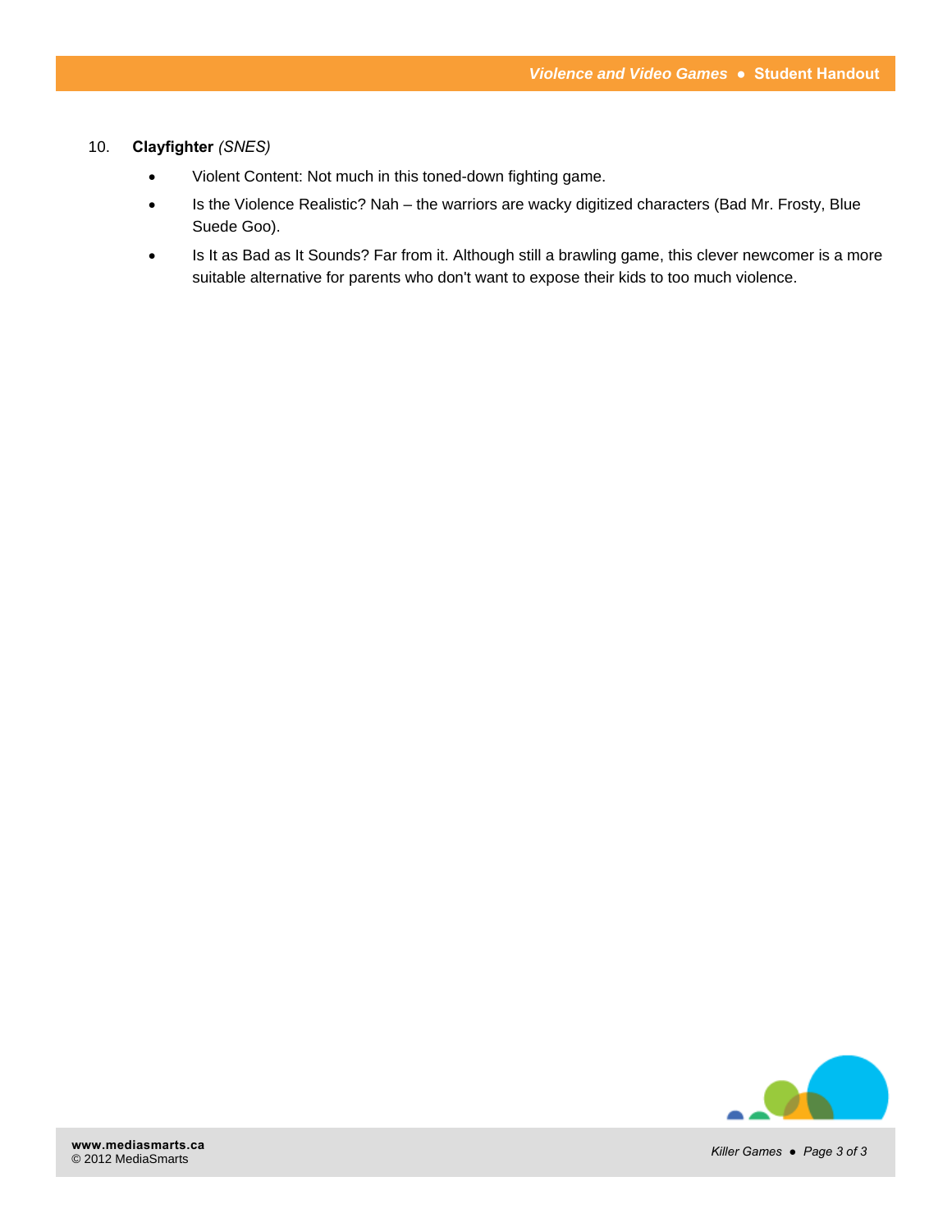10. **Clayfighter** *(SNES)*

    - Violent Content: Not much in this toned-down fighting game.
    - Is the Violence Realistic? Nah – the warriors are wacky digitized characters (Bad Mr. Frosty, Blue Suede Goo).
    - Is It as Bad as It Sounds? Far from it. Although still a brawling game, this clever newcomer is a more suitable alternative for parents who don't want to expose their kids to too much violence.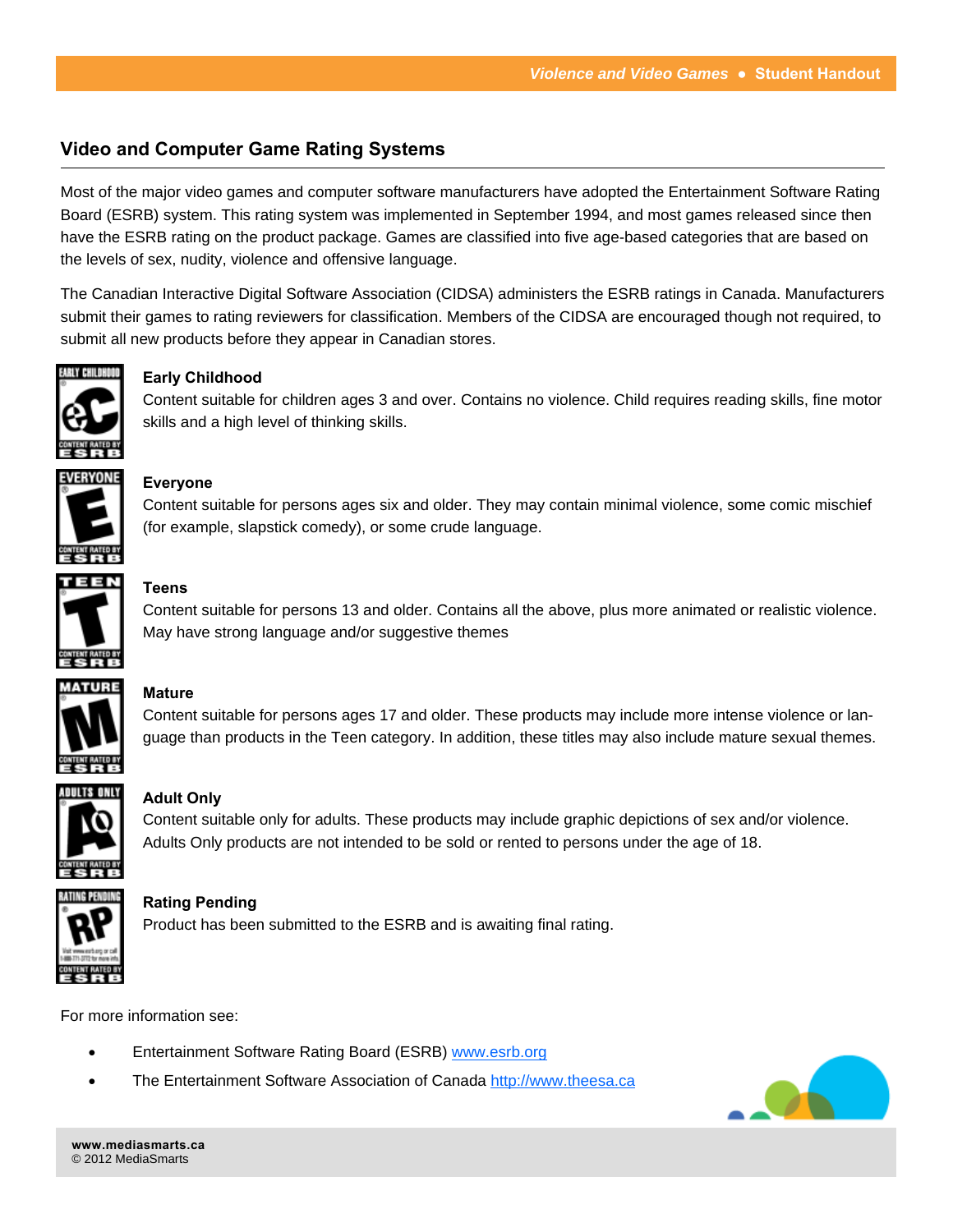## Video and Computer Game Rating Systems

Most of the major video games and computer software manufacturers have adopted the Entertainment Software Rating Board (ESRB) system. This rating system was implemented in September 1994, and most games released since then have the ESRB rating on the product package. Games are classified into five age-based categories that are based on the levels of sex, nudity, violence and offensive language.

The Canadian Interactive Digital Software Association (CIDSA) administers the ESRB ratings in Canada. Manufacturers submit their games to rating reviewers for classification. Members of the CIDSA are encouraged though not required, to submit all new products before they appear in Canadian stores.

**Early Childhood**
Content suitable for children ages 3 and over. Contains no violence. Child requires reading skills, fine motor skills and a high level of thinking skills.

**Everyone**
Content suitable for persons ages six and older. They may contain minimal violence, some comic mischief (for example, slapstick comedy), or some crude language.

**Teens**
Content suitable for persons 13 and older. Contains all the above, plus more animated or realistic violence. May have strong language and/or suggestive themes

**Mature**
Content suitable for persons ages 17 and older. These products may include more intense violence or language than products in the Teen category. In addition, these titles may also include mature sexual themes.

**Adult Only**
Content suitable only for adults. These products may include graphic depictions of sex and/or violence. Adults Only products are not intended to be sold or rented to persons under the age of 18.

**Rating Pending**
Product has been submitted to the ESRB and is awaiting final rating.

For more information see:

- Entertainment Software Rating Board (ESRB) www.esrb.org
- The Entertainment Software Association of Canada http://www.theesa.ca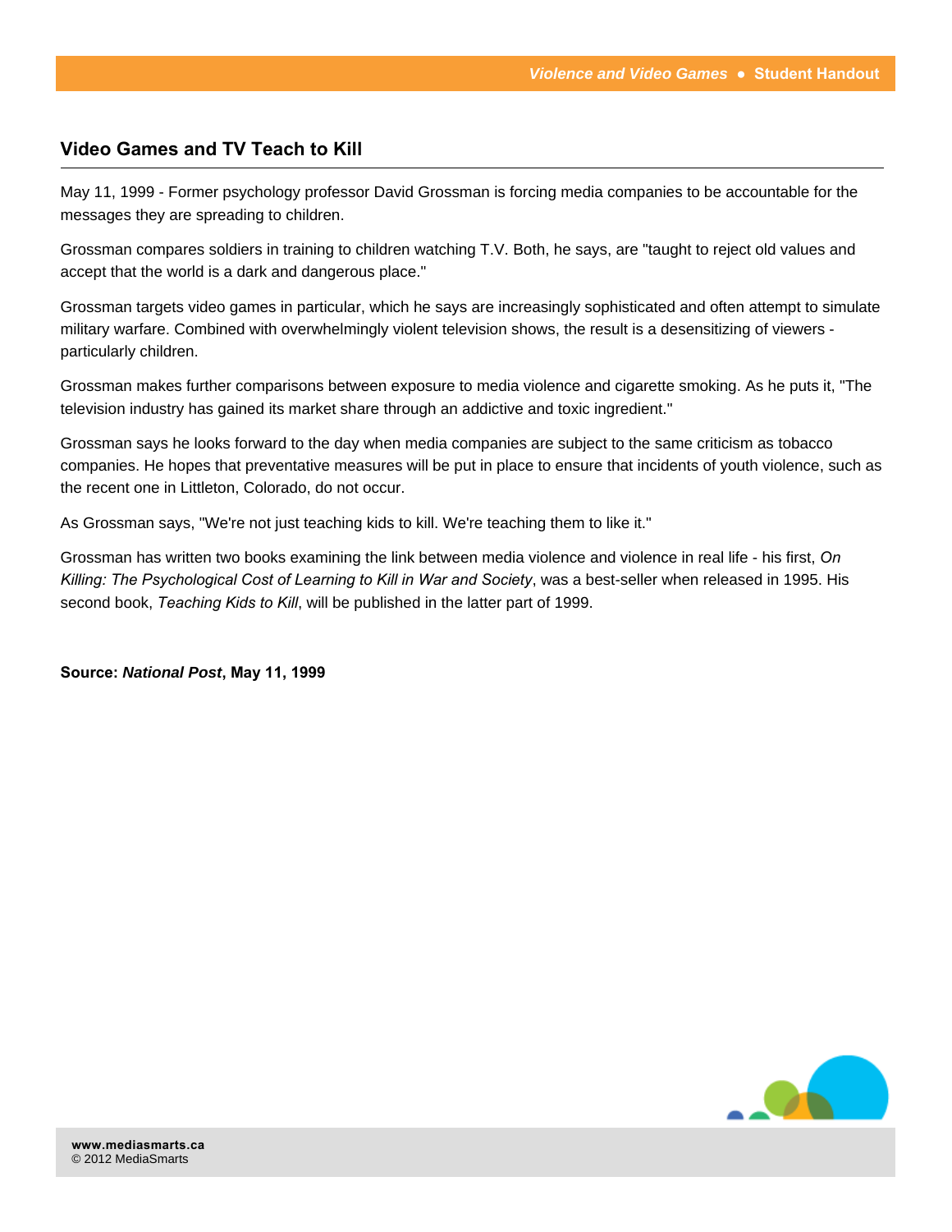## Video Games and TV Teach to Kill

May 11, 1999 - Former psychology professor David Grossman is forcing media companies to be accountable for the messages they are spreading to children.

Grossman compares soldiers in training to children watching T.V. Both, he says, are "taught to reject old values and accept that the world is a dark and dangerous place."

Grossman targets video games in particular, which he says are increasingly sophisticated and often attempt to simulate military warfare. Combined with overwhelmingly violent television shows, the result is a desensitizing of viewers - particularly children.

Grossman makes further comparisons between exposure to media violence and cigarette smoking. As he puts it, "The television industry has gained its market share through an addictive and toxic ingredient."

Grossman says he looks forward to the day when media companies are subject to the same criticism as tobacco companies. He hopes that preventative measures will be put in place to ensure that incidents of youth violence, such as the recent one in Littleton, Colorado, do not occur.

As Grossman says, "We're not just teaching kids to kill. We're teaching them to like it."

Grossman has written two books examining the link between media violence and violence in real life - his first, *On Killing: The Psychological Cost of Learning to Kill in War and Society*, was a best-seller when released in 1995. His second book, *Teaching Kids to Kill*, will be published in the latter part of 1999.

**Source: *National Post*, May 11, 1999**